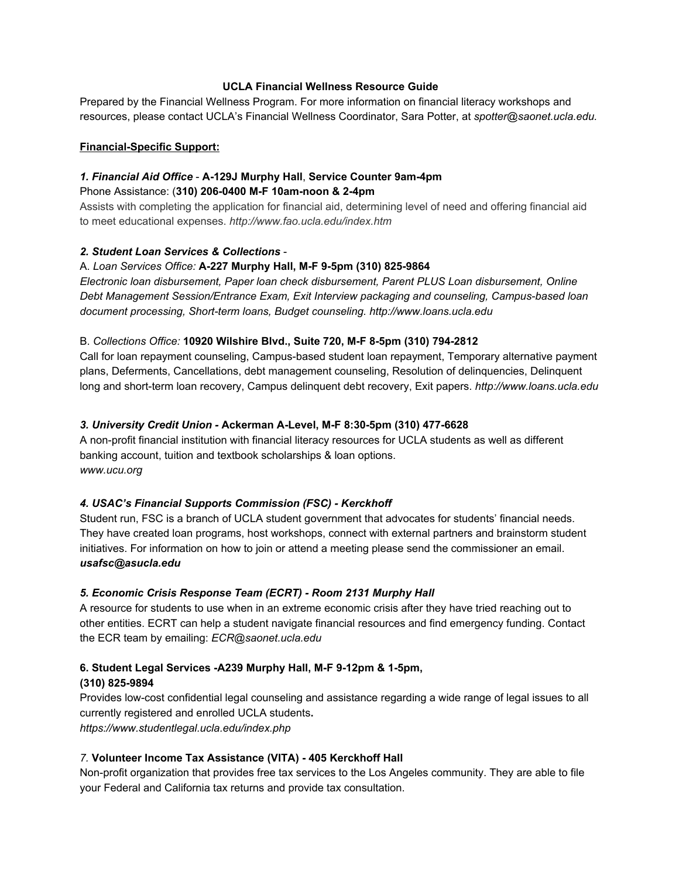**UCLA Financial Wellness Resource Guide**

Prepared by the Financial Wellness Program. For more information on financial literacy workshops and resources, please contact UCLA's Financial Wellness Coordinator, Sara Potter, at *spotter@saonet.ucla.edu.*

**Financial-Specific Support:**

***1. Financial Aid Office*** - **A-129J Murphy Hall**, **Service Counter 9am-4pm**
Phone Assistance: (**310) 206-0400 M-F 10am-noon & 2-4pm**
Assists with completing the application for financial aid, determining level of need and offering financial aid to meet educational expenses. *http://www.fao.ucla.edu/index.htm*

***2. Student Loan Services & Collections*** -

A. *Loan Services Office:* **A-227 Murphy Hall, M-F 9-5pm (310) 825-9864**
*Electronic loan disbursement, Paper loan check disbursement, Parent PLUS Loan disbursement, Online Debt Management Session/Entrance Exam, Exit Interview packaging and counseling, Campus-based loan document processing, Short-term loans, Budget counseling. http://www.loans.ucla.edu*

B. *Collections Office:* **10920 Wilshire Blvd., Suite 720, M-F 8-5pm (310) 794-2812**
Call for loan repayment counseling, Campus-based student loan repayment, Temporary alternative payment plans, Deferments, Cancellations, debt management counseling, Resolution of delinquencies, Delinquent long and short-term loan recovery, Campus delinquent debt recovery, Exit papers. *http://www.loans.ucla.edu*

***3. University Credit Union -*** **Ackerman A-Level, M-F 8:30-5pm (310) 477-6628**
A non-profit financial institution with financial literacy resources for UCLA students as well as different banking account, tuition and textbook scholarships & loan options.
*www.ucu.org*

***4. USAC's Financial Supports Commission (FSC) - Kerckhoff***
Student run, FSC is a branch of UCLA student government that advocates for students' financial needs. They have created loan programs, host workshops, connect with external partners and brainstorm student initiatives. For information on how to join or attend a meeting please send the commissioner an email. ***usafsc@asucla.edu***

***5. Economic Crisis Response Team (ECRT) - Room 2131 Murphy Hall***
A resource for students to use when in an extreme economic crisis after they have tried reaching out to other entities. ECRT can help a student navigate financial resources and find emergency funding. Contact the ECR team by emailing: *ECR@saonet.ucla.edu*

**6. Student Legal Services -A239 Murphy Hall, M-F 9-12pm & 1-5pm,**
**(310) 825-9894**
Provides low-cost confidential legal counseling and assistance regarding a wide range of legal issues to all currently registered and enrolled UCLA students**.**
*https://www.studentlegal.ucla.edu/index.php*

*7.* **Volunteer Income Tax Assistance (VITA) - 405 Kerckhoff Hall**
Non-profit organization that provides free tax services to the Los Angeles community. They are able to file your Federal and California tax returns and provide tax consultation.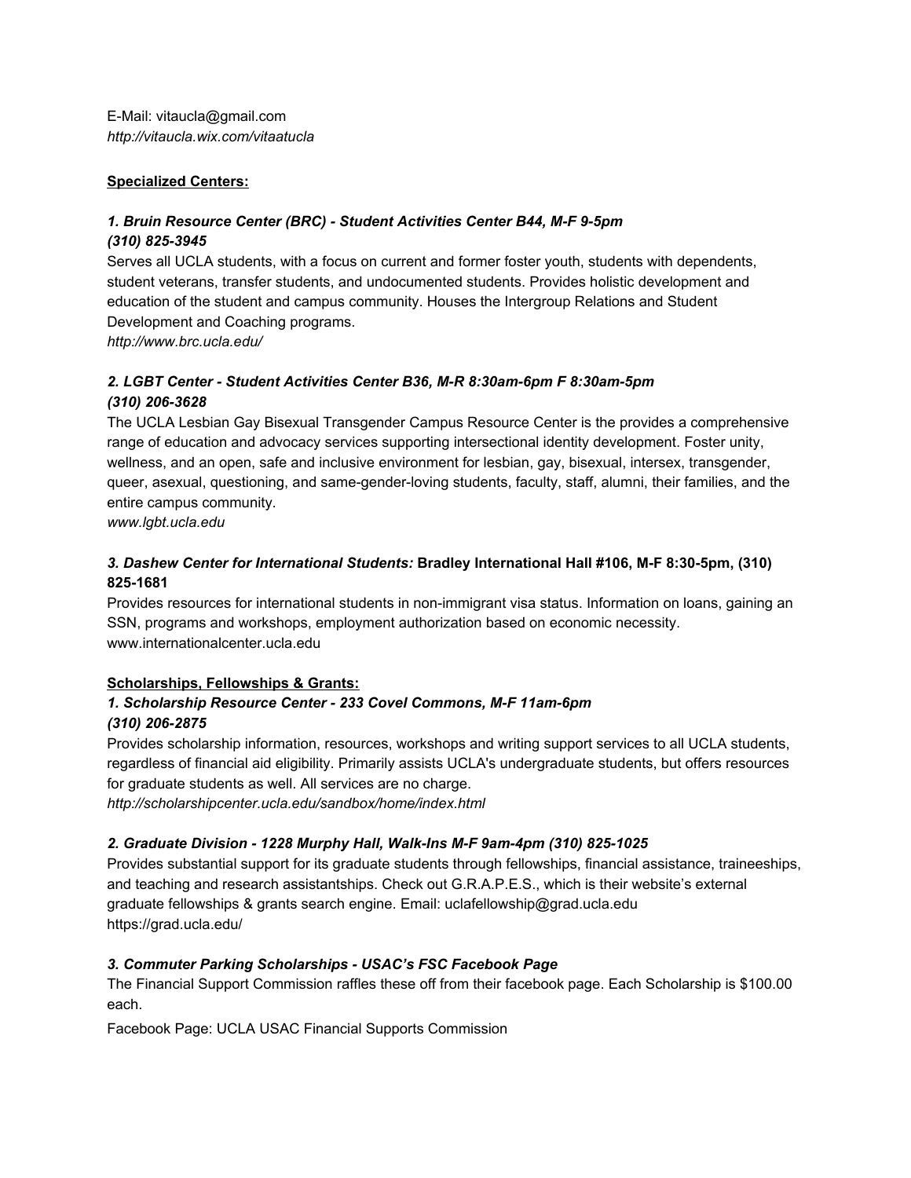E-Mail: vitaucla@gmail.com
*http://vitaucla.wix.com/vitaatucla*

**Specialized Centers:**

***1. Bruin Resource Center (BRC) - Student Activities Center B44, M-F 9-5pm***
***(310) 825-3945***

Serves all UCLA students, with a focus on current and former foster youth, students with dependents, student veterans, transfer students, and undocumented students. Provides holistic development and education of the student and campus community. Houses the Intergroup Relations and Student Development and Coaching programs.
*http://www.brc.ucla.edu/*

***2. LGBT Center - Student Activities Center B36, M-R 8:30am-6pm F 8:30am-5pm***
***(310) 206-3628***

The UCLA Lesbian Gay Bisexual Transgender Campus Resource Center is the provides a comprehensive range of education and advocacy services supporting intersectional identity development. Foster unity, wellness, and an open, safe and inclusive environment for lesbian, gay, bisexual, intersex, transgender, queer, asexual, questioning, and same-gender-loving students, faculty, staff, alumni, their families, and the entire campus community.
*www.lgbt.ucla.edu*

***3. Dashew Center for International Students:* Bradley International Hall #106, M-F 8:30-5pm, (310) 825-1681**

Provides resources for international students in non-immigrant visa status. Information on loans, gaining an SSN, programs and workshops, employment authorization based on economic necessity.
www.internationalcenter.ucla.edu

**Scholarships, Fellowships & Grants:**

***1. Scholarship Resource Center - 233 Covel Commons, M-F 11am-6pm***
***(310) 206-2875***

Provides scholarship information, resources, workshops and writing support services to all UCLA students, regardless of financial aid eligibility. Primarily assists UCLA's undergraduate students, but offers resources for graduate students as well. All services are no charge.
*http://scholarshipcenter.ucla.edu/sandbox/home/index.html*

***2. Graduate Division - 1228 Murphy Hall, Walk-Ins M-F 9am-4pm (310) 825-1025***

Provides substantial support for its graduate students through fellowships, financial assistance, traineeships, and teaching and research assistantships. Check out G.R.A.P.E.S., which is their website's external graduate fellowships & grants search engine. Email: uclafellowship@grad.ucla.edu
https://grad.ucla.edu/

***3. Commuter Parking Scholarships - USAC's FSC Facebook Page***

The Financial Support Commission raffles these off from their facebook page. Each Scholarship is $100.00 each.

Facebook Page: UCLA USAC Financial Supports Commission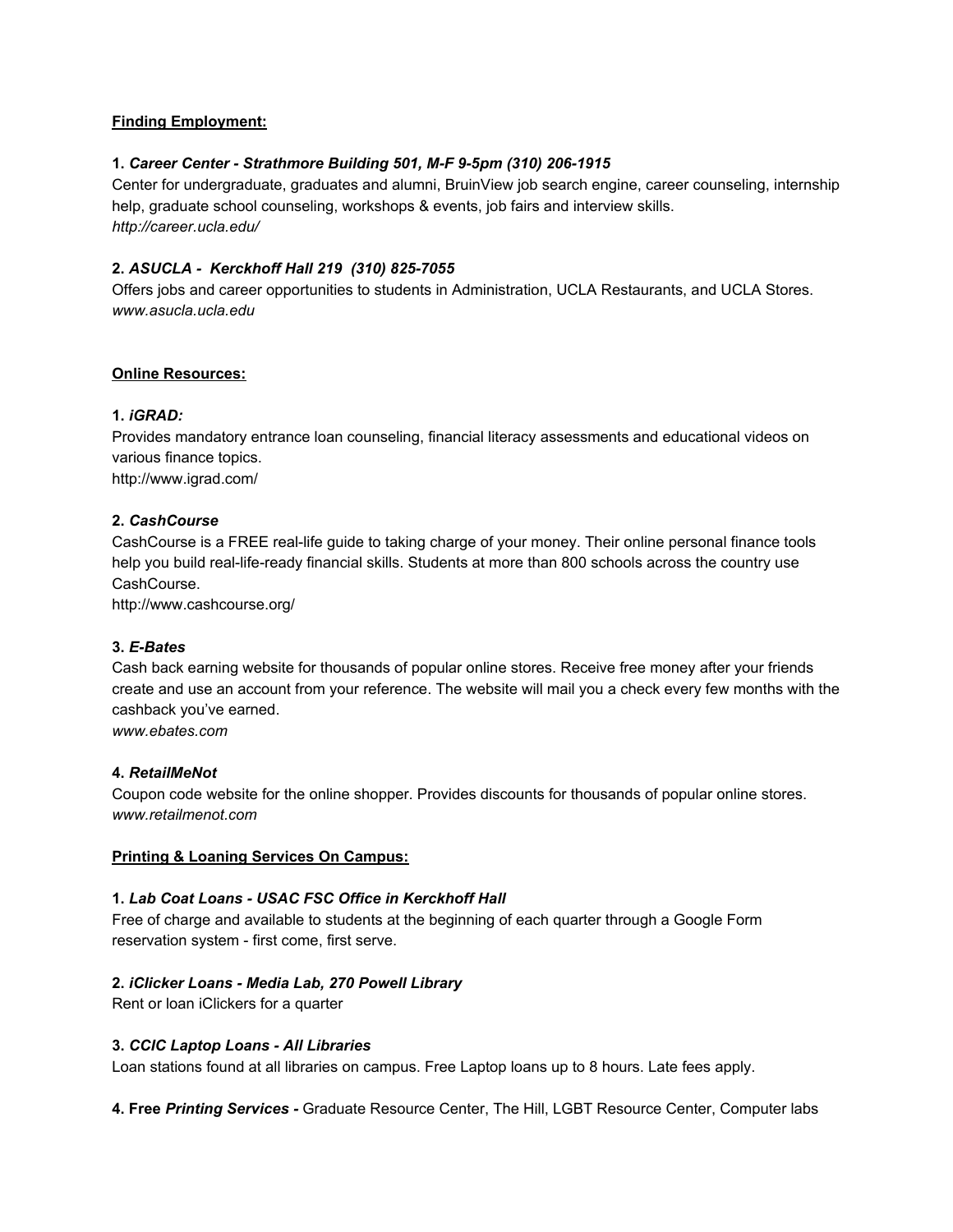**<u>Finding Employment:</u>**

**1.** ***Career Center - Strathmore Building 501, M-F 9-5pm (310) 206-1915***
Center for undergraduate, graduates and alumni, BruinView job search engine, career counseling, internship help, graduate school counseling, workshops & events, job fairs and interview skills.
*http://career.ucla.edu/*

**2.** ***ASUCLA - Kerckhoff Hall 219 (310) 825-7055***
Offers jobs and career opportunities to students in Administration, UCLA Restaurants, and UCLA Stores.
*www.asucla.ucla.edu*

**<u>Online Resources:</u>**

**1.** ***iGRAD:***
Provides mandatory entrance loan counseling, financial literacy assessments and educational videos on various finance topics.
http://www.igrad.com/

**2.** ***CashCourse***
CashCourse is a FREE real-life guide to taking charge of your money. Their online personal finance tools help you build real-life-ready financial skills. Students at more than 800 schools across the country use CashCourse.
http://www.cashcourse.org/

**3.** ***E-Bates***
Cash back earning website for thousands of popular online stores. Receive free money after your friends create and use an account from your reference. The website will mail you a check every few months with the cashback you've earned.
*www.ebates.com*

**4.** ***RetailMeNot***
Coupon code website for the online shopper. Provides discounts for thousands of popular online stores.
*www.retailmenot.com*

**<u>Printing & Loaning Services On Campus:</u>**

**1.** ***Lab Coat Loans - USAC FSC Office in Kerckhoff Hall***
Free of charge and available to students at the beginning of each quarter through a Google Form reservation system - first come, first serve.

**2.** ***iClicker Loans - Media Lab, 270 Powell Library***
Rent or loan iClickers for a quarter

**3.** ***CCIC Laptop Loans - All Libraries***
Loan stations found at all libraries on campus. Free Laptop loans up to 8 hours. Late fees apply.

**4. Free** ***Printing Services -*** Graduate Resource Center, The Hill, LGBT Resource Center, Computer labs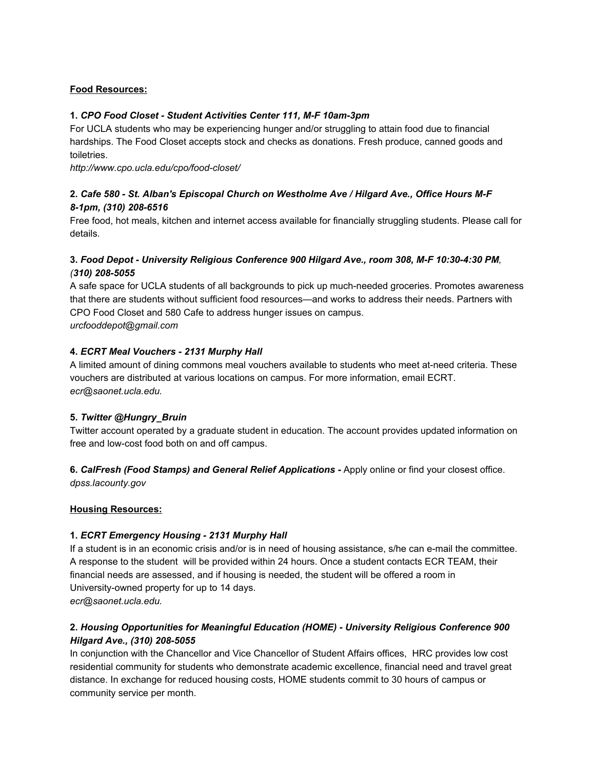**<u>Food Resources:</u>**

**1.** ***CPO Food Closet - Student Activities Center 111, M-F 10am-3pm***
For UCLA students who may be experiencing hunger and/or struggling to attain food due to financial hardships. The Food Closet accepts stock and checks as donations. Fresh produce, canned goods and toiletries.
*http://www.cpo.ucla.edu/cpo/food-closet/*

**2.** ***Cafe 580 - St. Alban's Episcopal Church on Westholme Ave / Hilgard Ave., Office Hours M-F 8-1pm, (310) 208-6516***
Free food, hot meals, kitchen and internet access available for financially struggling students. Please call for details.

**3.** ***Food Depot - University Religious Conference 900 Hilgard Ave., room 308, M-F 10:30-4:30 PM, (310) 208-5055***
A safe space for UCLA students of all backgrounds to pick up much-needed groceries. Promotes awareness that there are students without sufficient food resources—and works to address their needs. Partners with CPO Food Closet and 580 Cafe to address hunger issues on campus.
*urcfooddepot@gmail.com*

**4.** ***ECRT Meal Vouchers - 2131 Murphy Hall***
A limited amount of dining commons meal vouchers available to students who meet at-need criteria. These vouchers are distributed at various locations on campus. For more information, email ECRT.
*ecr@saonet.ucla.edu.*

**5.** ***Twitter @Hungry_Bruin***
Twitter account operated by a graduate student in education. The account provides updated information on free and low-cost food both on and off campus.

**6.** ***CalFresh (Food Stamps) and General Relief Applications* -** Apply online or find your closest office.
*dpss.lacounty.gov*

**<u>Housing Resources:</u>**

**1.** ***ECRT Emergency Housing - 2131 Murphy Hall***
If a student is in an economic crisis and/or is in need of housing assistance, s/he can e-mail the committee. A response to the student will be provided within 24 hours. Once a student contacts ECR TEAM, their financial needs are assessed, and if housing is needed, the student will be offered a room in University-owned property for up to 14 days.
*ecr@saonet.ucla.edu.*

**2.** ***Housing Opportunities for Meaningful Education (HOME) - University Religious Conference 900 Hilgard Ave., (310) 208-5055***
In conjunction with the Chancellor and Vice Chancellor of Student Affairs offices, HRC provides low cost residential community for students who demonstrate academic excellence, financial need and travel great distance. In exchange for reduced housing costs, HOME students commit to 30 hours of campus or community service per month.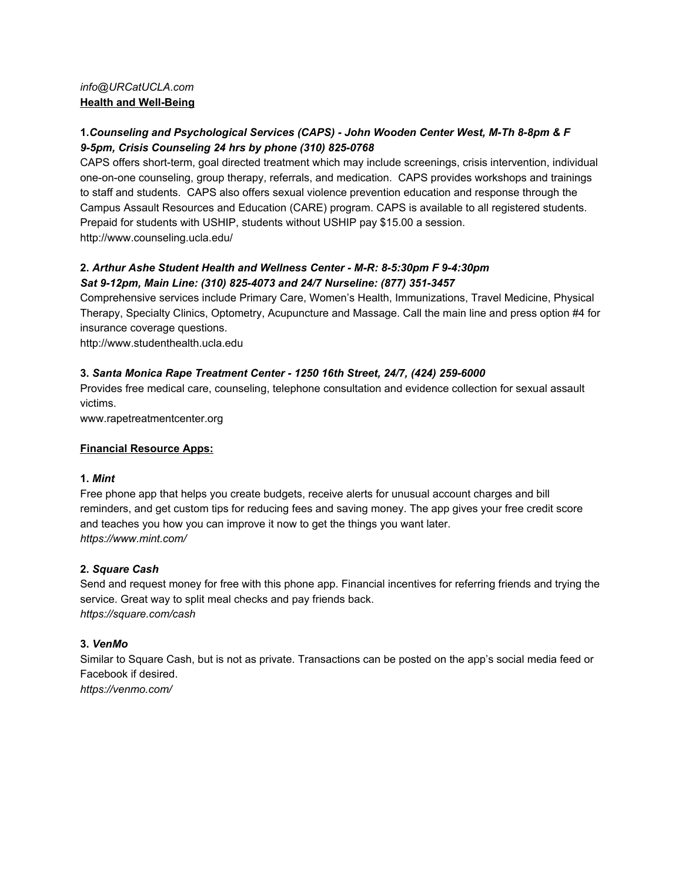*info@URCatUCLA.com*

## Health and Well-Being

**1.*Counseling and Psychological Services (CAPS) - John Wooden Center West, M-Th 8-8pm & F 9-5pm, Crisis Counseling 24 hrs by phone (310) 825-0768***

CAPS offers short-term, goal directed treatment which may include screenings, crisis intervention, individual one-on-one counseling, group therapy, referrals, and medication. CAPS provides workshops and trainings to staff and students. CAPS also offers sexual violence prevention education and response through the Campus Assault Resources and Education (CARE) program. CAPS is available to all registered students. Prepaid for students with USHIP, students without USHIP pay $15.00 a session.
http://www.counseling.ucla.edu/

**2. *Arthur Ashe Student Health and Wellness Center - M-R: 8-5:30pm F 9-4:30pm Sat 9-12pm, Main Line: (310) 825-4073 and 24/7 Nurseline: (877) 351-3457***

Comprehensive services include Primary Care, Women's Health, Immunizations, Travel Medicine, Physical Therapy, Specialty Clinics, Optometry, Acupuncture and Massage. Call the main line and press option #4 for insurance coverage questions.
http://www.studenthealth.ucla.edu

**3. *Santa Monica Rape Treatment Center - 1250 16th Street, 24/7, (424) 259-6000***

Provides free medical care, counseling, telephone consultation and evidence collection for sexual assault victims.
www.rapetreatmentcenter.org

## Financial Resource Apps:

**1. *Mint***

Free phone app that helps you create budgets, receive alerts for unusual account charges and bill reminders, and get custom tips for reducing fees and saving money. The app gives your free credit score and teaches you how you can improve it now to get the things you want later.
*https://www.mint.com/*

**2. *Square Cash***

Send and request money for free with this phone app. Financial incentives for referring friends and trying the service. Great way to split meal checks and pay friends back.
*https://square.com/cash*

**3. *VenMo***

Similar to Square Cash, but is not as private. Transactions can be posted on the app's social media feed or Facebook if desired.
*https://venmo.com/*